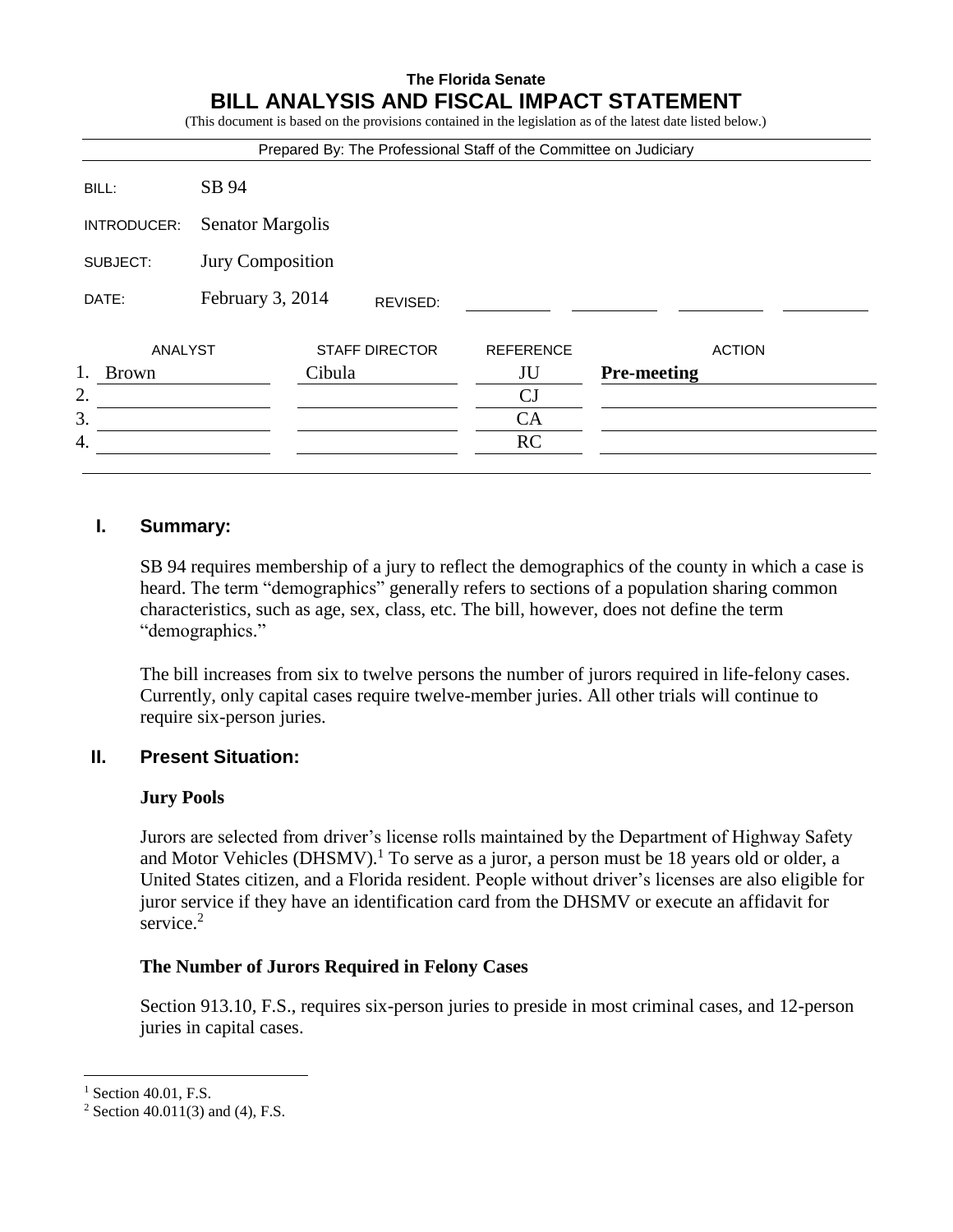**The Florida Senate**

# BILL ANALYSIS AND FISCAL IMPACT STATEMENT

(This document is based on the provisions contained in the legislation as of the latest date listed below.)

Prepared By: The Professional Staff of the Committee on Judiciary

| | |
|---|---|
| BILL: | SB 94 |
| INTRODUCER: | Senator Margolis |
| SUBJECT: | Jury Composition |
| DATE: | February 3, 2014 REVISED: |

| ANALYST | STAFF DIRECTOR | REFERENCE | ACTION |
|---|---|---|---|
| 1. Brown | Cibula | JU | **Pre-meeting** |
| 2. | | CJ | |
| 3. | | CA | |
| 4. | | RC | |

## I. Summary:

SB 94 requires membership of a jury to reflect the demographics of the county in which a case is heard. The term "demographics" generally refers to sections of a population sharing common characteristics, such as age, sex, class, etc. The bill, however, does not define the term "demographics."

The bill increases from six to twelve persons the number of jurors required in life-felony cases. Currently, only capital cases require twelve-member juries. All other trials will continue to require six-person juries.

## II. Present Situation:

### Jury Pools

Jurors are selected from driver's license rolls maintained by the Department of Highway Safety and Motor Vehicles (DHSMV).[1] To serve as a juror, a person must be 18 years old or older, a United States citizen, and a Florida resident. People without driver's licenses are also eligible for juror service if they have an identification card from the DHSMV or execute an affidavit for service.[2]

### The Number of Jurors Required in Felony Cases

Section 913.10, F.S., requires six-person juries to preside in most criminal cases, and 12-person juries in capital cases.

---

[1] Section 40.01, F.S.

[2] Section 40.011(3) and (4), F.S.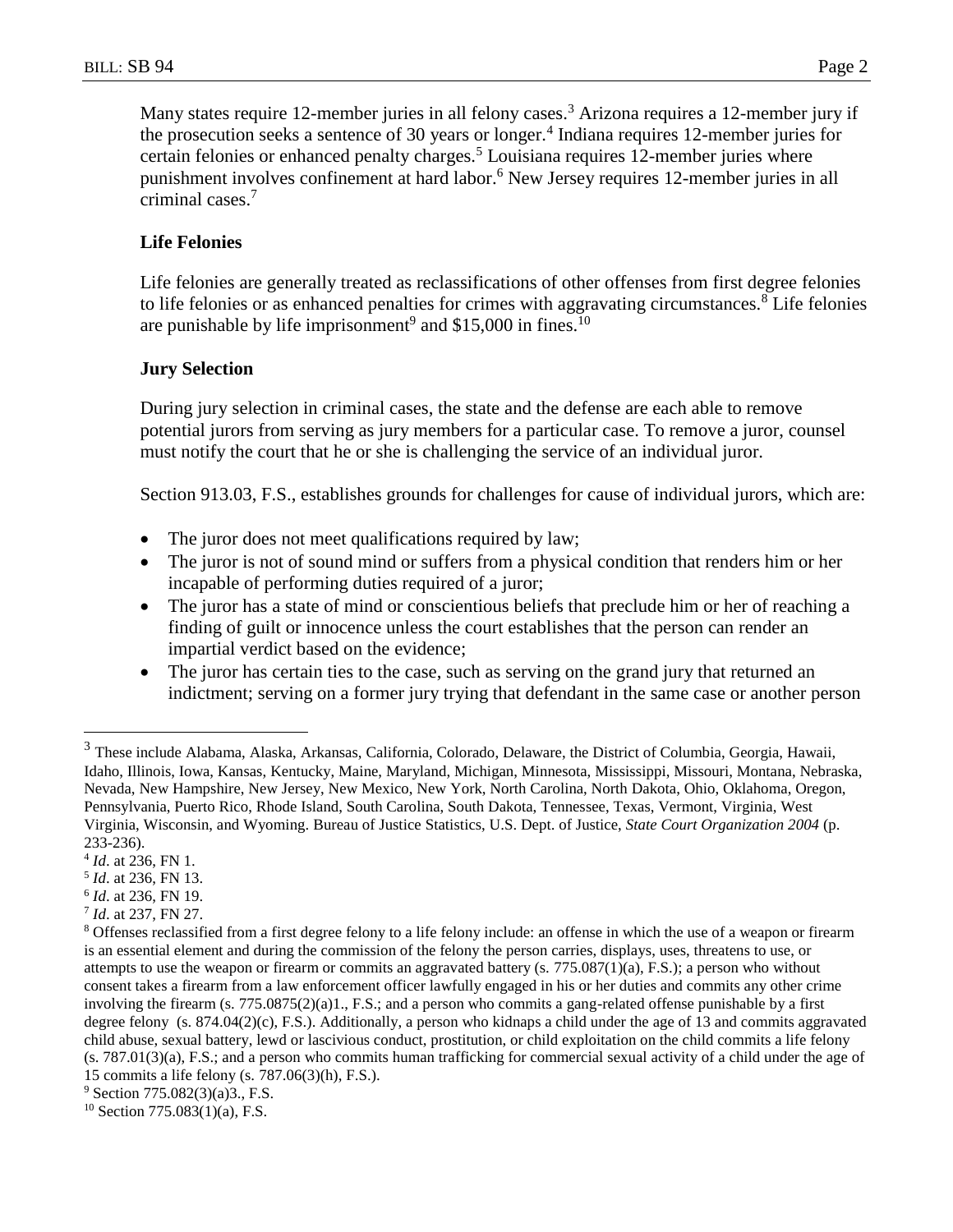Many states require 12-member juries in all felony cases.[3] Arizona requires a 12-member jury if the prosecution seeks a sentence of 30 years or longer.[4] Indiana requires 12-member juries for certain felonies or enhanced penalty charges.[5] Louisiana requires 12-member juries where punishment involves confinement at hard labor.[6] New Jersey requires 12-member juries in all criminal cases.[7]

**Life Felonies**

Life felonies are generally treated as reclassifications of other offenses from first degree felonies to life felonies or as enhanced penalties for crimes with aggravating circumstances.[8] Life felonies are punishable by life imprisonment[9] and $15,000 in fines.[10]

**Jury Selection**

During jury selection in criminal cases, the state and the defense are each able to remove potential jurors from serving as jury members for a particular case. To remove a juror, counsel must notify the court that he or she is challenging the service of an individual juror.

Section 913.03, F.S., establishes grounds for challenges for cause of individual jurors, which are:

- The juror does not meet qualifications required by law;
- The juror is not of sound mind or suffers from a physical condition that renders him or her incapable of performing duties required of a juror;
- The juror has a state of mind or conscientious beliefs that preclude him or her of reaching a finding of guilt or innocence unless the court establishes that the person can render an impartial verdict based on the evidence;
- The juror has certain ties to the case, such as serving on the grand jury that returned an indictment; serving on a former jury trying that defendant in the same case or another person

---

[3] These include Alabama, Alaska, Arkansas, California, Colorado, Delaware, the District of Columbia, Georgia, Hawaii, Idaho, Illinois, Iowa, Kansas, Kentucky, Maine, Maryland, Michigan, Minnesota, Mississippi, Missouri, Montana, Nebraska, Nevada, New Hampshire, New Jersey, New Mexico, New York, North Carolina, North Dakota, Ohio, Oklahoma, Oregon, Pennsylvania, Puerto Rico, Rhode Island, South Carolina, South Dakota, Tennessee, Texas, Vermont, Virginia, West Virginia, Wisconsin, and Wyoming. Bureau of Justice Statistics, U.S. Dept. of Justice, *State Court Organization 2004* (p. 233-236).

[4] *Id*. at 236, FN 1.

[5] *Id*. at 236, FN 13.

[6] *Id*. at 236, FN 19.

[7] *Id*. at 237, FN 27.

[8] Offenses reclassified from a first degree felony to a life felony include: an offense in which the use of a weapon or firearm is an essential element and during the commission of the felony the person carries, displays, uses, threatens to use, or attempts to use the weapon or firearm or commits an aggravated battery (s. 775.087(1)(a), F.S.); a person who without consent takes a firearm from a law enforcement officer lawfully engaged in his or her duties and commits any other crime involving the firearm (s. 775.0875(2)(a)1., F.S.; and a person who commits a gang-related offense punishable by a first degree felony (s. 874.04(2)(c), F.S.). Additionally, a person who kidnaps a child under the age of 13 and commits aggravated child abuse, sexual battery, lewd or lascivious conduct, prostitution, or child exploitation on the child commits a life felony (s. 787.01(3)(a), F.S.; and a person who commits human trafficking for commercial sexual activity of a child under the age of 15 commits a life felony (s. 787.06(3)(h), F.S.).

[9] Section 775.082(3)(a)3., F.S.

[10] Section 775.083(1)(a), F.S.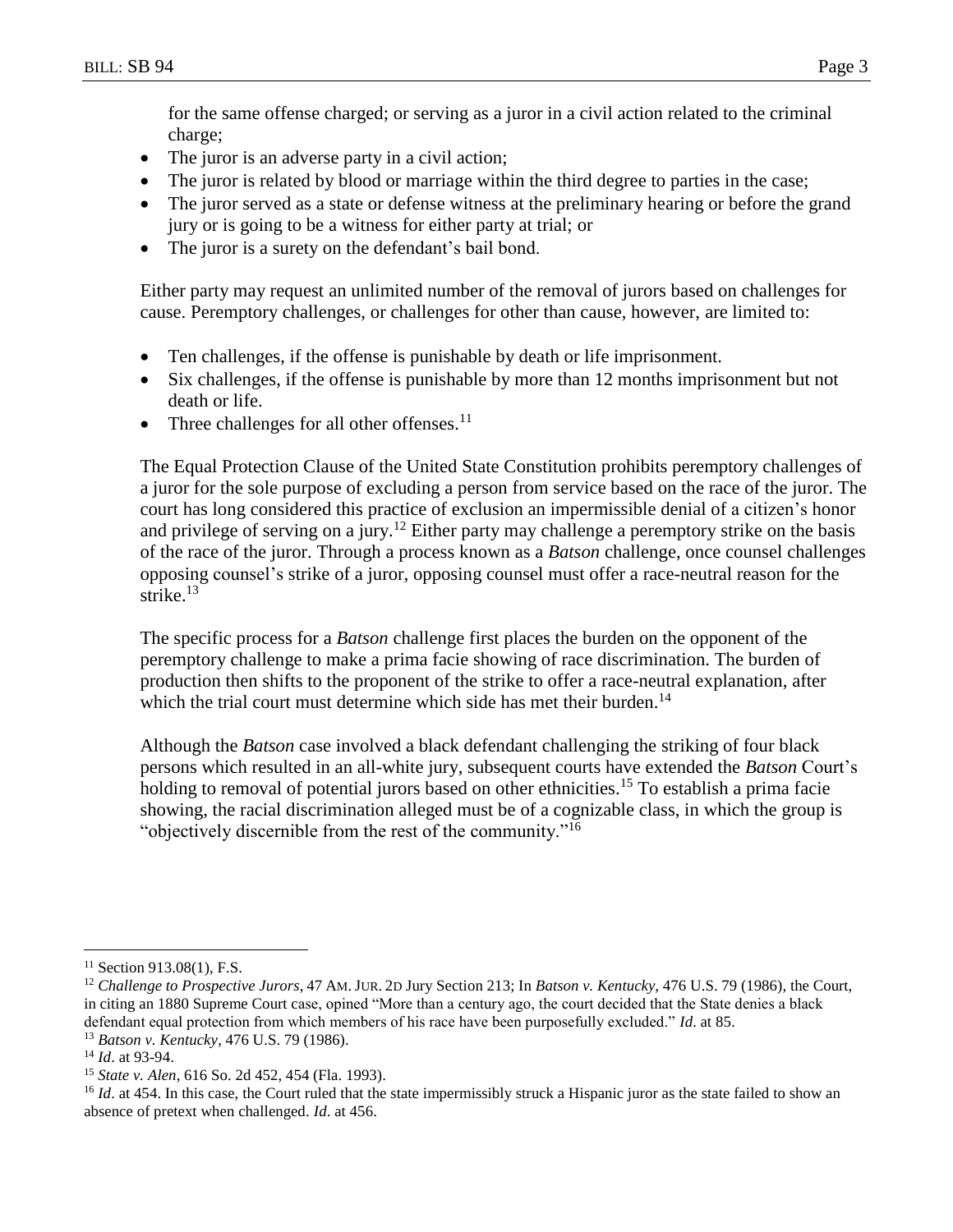for the same offense charged; or serving as a juror in a civil action related to the criminal charge;

- The juror is an adverse party in a civil action;
- The juror is related by blood or marriage within the third degree to parties in the case;
- The juror served as a state or defense witness at the preliminary hearing or before the grand jury or is going to be a witness for either party at trial; or
- The juror is a surety on the defendant's bail bond.

Either party may request an unlimited number of the removal of jurors based on challenges for cause. Peremptory challenges, or challenges for other than cause, however, are limited to:

- Ten challenges, if the offense is punishable by death or life imprisonment.
- Six challenges, if the offense is punishable by more than 12 months imprisonment but not death or life.
- Three challenges for all other offenses.[11]

The Equal Protection Clause of the United State Constitution prohibits peremptory challenges of a juror for the sole purpose of excluding a person from service based on the race of the juror. The court has long considered this practice of exclusion an impermissible denial of a citizen's honor and privilege of serving on a jury.[12] Either party may challenge a peremptory strike on the basis of the race of the juror. Through a process known as a *Batson* challenge, once counsel challenges opposing counsel's strike of a juror, opposing counsel must offer a race-neutral reason for the strike.[13]

The specific process for a *Batson* challenge first places the burden on the opponent of the peremptory challenge to make a prima facie showing of race discrimination. The burden of production then shifts to the proponent of the strike to offer a race-neutral explanation, after which the trial court must determine which side has met their burden.[14]

Although the *Batson* case involved a black defendant challenging the striking of four black persons which resulted in an all-white jury, subsequent courts have extended the *Batson* Court's holding to removal of potential jurors based on other ethnicities.[15] To establish a prima facie showing, the racial discrimination alleged must be of a cognizable class, in which the group is "objectively discernible from the rest of the community."[16]

---

[11] Section 913.08(1), F.S.

[12] *Challenge to Prospective Jurors*, 47 AM. JUR. 2D Jury Section 213; In *Batson v. Kentucky*, 476 U.S. 79 (1986), the Court, in citing an 1880 Supreme Court case, opined "More than a century ago, the court decided that the State denies a black defendant equal protection from which members of his race have been purposefully excluded." *Id*. at 85.

[13] *Batson v. Kentucky*, 476 U.S. 79 (1986).

[14] *Id*. at 93-94.

[15] *State v. Alen*, 616 So. 2d 452, 454 (Fla. 1993).

[16] *Id*. at 454. In this case, the Court ruled that the state impermissibly struck a Hispanic juror as the state failed to show an absence of pretext when challenged. *Id*. at 456.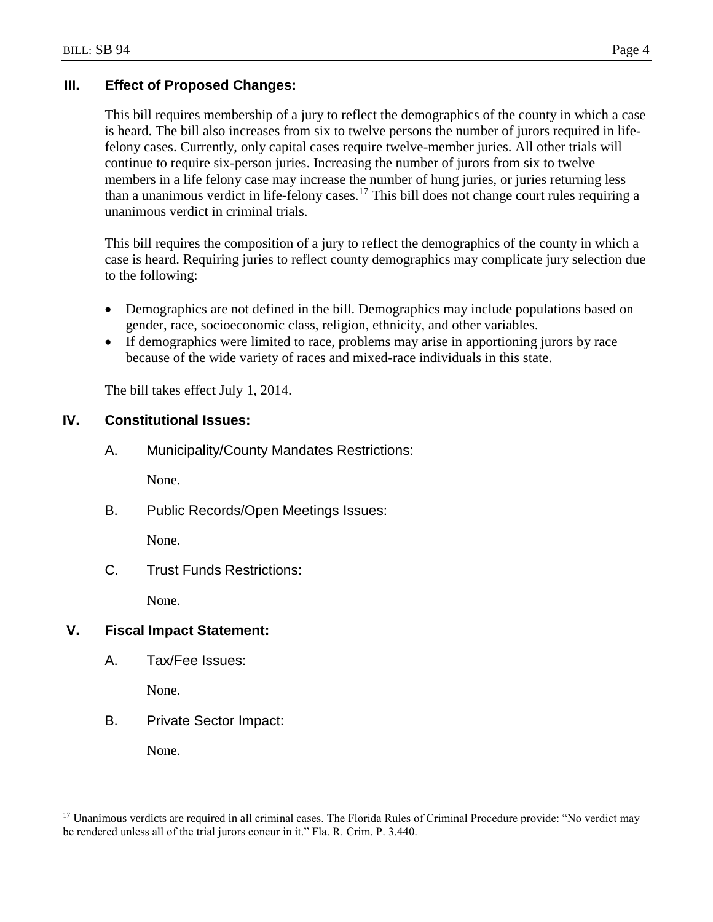## III. Effect of Proposed Changes:

This bill requires membership of a jury to reflect the demographics of the county in which a case is heard. The bill also increases from six to twelve persons the number of jurors required in life-felony cases. Currently, only capital cases require twelve-member juries. All other trials will continue to require six-person juries. Increasing the number of jurors from six to twelve members in a life felony case may increase the number of hung juries, or juries returning less than a unanimous verdict in life-felony cases.[17] This bill does not change court rules requiring a unanimous verdict in criminal trials.

This bill requires the composition of a jury to reflect the demographics of the county in which a case is heard. Requiring juries to reflect county demographics may complicate jury selection due to the following:

- Demographics are not defined in the bill. Demographics may include populations based on gender, race, socioeconomic class, religion, ethnicity, and other variables.
- If demographics were limited to race, problems may arise in apportioning jurors by race because of the wide variety of races and mixed-race individuals in this state.

The bill takes effect July 1, 2014.

## IV. Constitutional Issues:

A. Municipality/County Mandates Restrictions:

None.

B. Public Records/Open Meetings Issues:

None.

C. Trust Funds Restrictions:

None.

## V. Fiscal Impact Statement:

A. Tax/Fee Issues:

None.

B. Private Sector Impact:

None.

---

[17] Unanimous verdicts are required in all criminal cases. The Florida Rules of Criminal Procedure provide: "No verdict may be rendered unless all of the trial jurors concur in it." Fla. R. Crim. P. 3.440.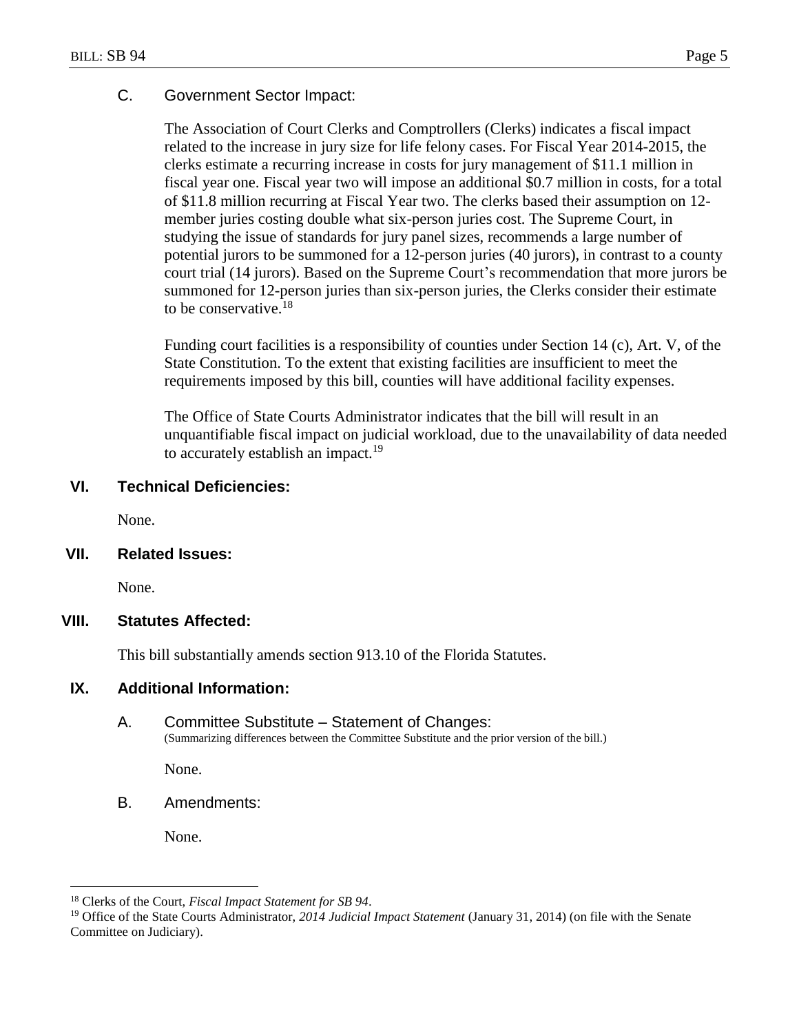### C. Government Sector Impact:

The Association of Court Clerks and Comptrollers (Clerks) indicates a fiscal impact related to the increase in jury size for life felony cases. For Fiscal Year 2014-2015, the clerks estimate a recurring increase in costs for jury management of $11.1 million in fiscal year one. Fiscal year two will impose an additional $0.7 million in costs, for a total of $11.8 million recurring at Fiscal Year two. The clerks based their assumption on 12-member juries costing double what six-person juries cost. The Supreme Court, in studying the issue of standards for jury panel sizes, recommends a large number of potential jurors to be summoned for a 12-person juries (40 jurors), in contrast to a county court trial (14 jurors). Based on the Supreme Court's recommendation that more jurors be summoned for 12-person juries than six-person juries, the Clerks consider their estimate to be conservative.[18]

Funding court facilities is a responsibility of counties under Section 14 (c), Art. V, of the State Constitution. To the extent that existing facilities are insufficient to meet the requirements imposed by this bill, counties will have additional facility expenses.

The Office of State Courts Administrator indicates that the bill will result in an unquantifiable fiscal impact on judicial workload, due to the unavailability of data needed to accurately establish an impact.[19]

## VI. Technical Deficiencies:

None.

## VII. Related Issues:

None.

## VIII. Statutes Affected:

This bill substantially amends section 913.10 of the Florida Statutes.

## IX. Additional Information:

### A. Committee Substitute – Statement of Changes:

(Summarizing differences between the Committee Substitute and the prior version of the bill.)

None.

### B. Amendments:

None.

---

[18] Clerks of the Court, *Fiscal Impact Statement for SB 94*.

[19] Office of the State Courts Administrator, *2014 Judicial Impact Statement* (January 31, 2014) (on file with the Senate Committee on Judiciary).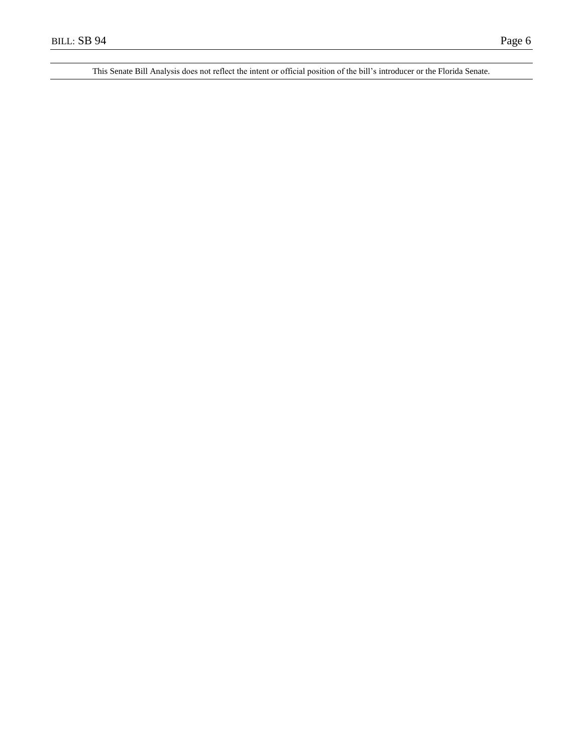This Senate Bill Analysis does not reflect the intent or official position of the bill's introducer or the Florida Senate.